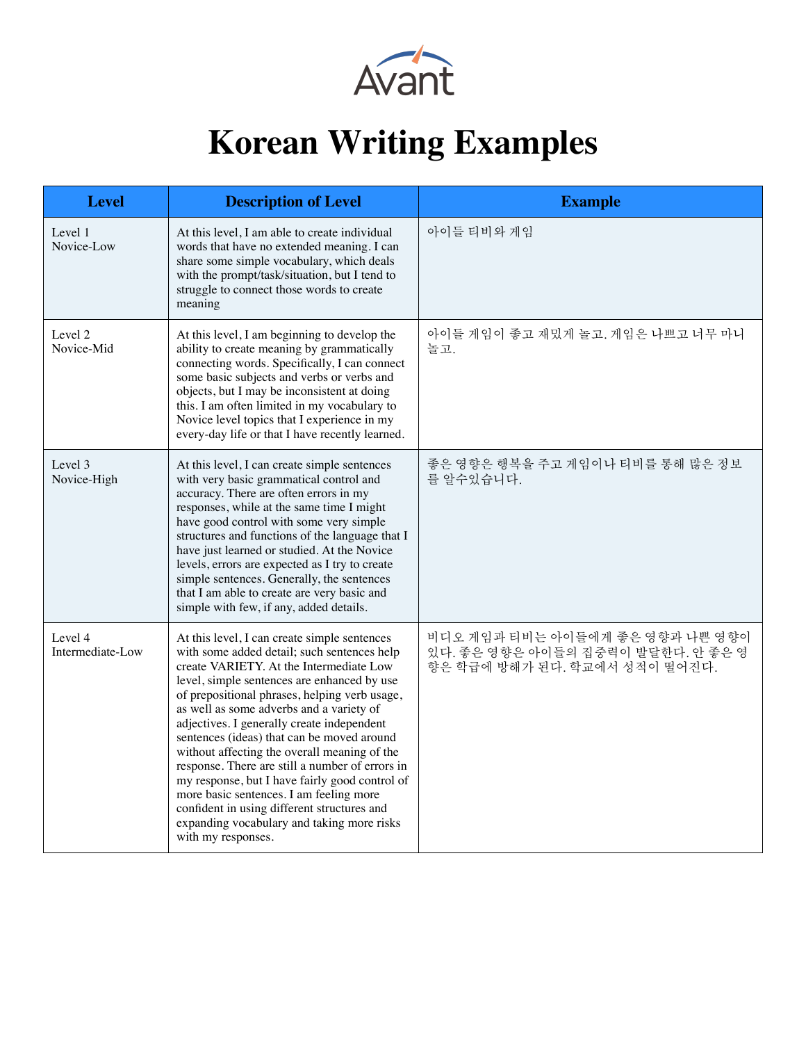# Korean Writing Examples

| Level | Description of Level | Example |
|---|---|---|
| Level 1 Novice-Low | At this level, I am able to create individual words that have no extended meaning. I can share some simple vocabulary, which deals with the prompt/task/situation, but I tend to struggle to connect those words to create meaning | 아이들 티비와 게임 |
| Level 2 Novice-Mid | At this level, I am beginning to develop the ability to create meaning by grammatically connecting words. Specifically, I can connect some basic subjects and verbs or verbs and objects, but I may be inconsistent at doing this. I am often limited in my vocabulary to Novice level topics that I experience in my every-day life or that I have recently learned. | 아이들 게임이 좋고 재밌게 놀고. 게임은 나쁘고 너무 마니 놀고. |
| Level 3 Novice-High | At this level, I can create simple sentences with very basic grammatical control and accuracy. There are often errors in my responses, while at the same time I might have good control with some very simple structures and functions of the language that I have just learned or studied. At the Novice levels, errors are expected as I try to create simple sentences. Generally, the sentences that I am able to create are very basic and simple with few, if any, added details. | 좋은 영향은 행복을 주고 게임이나 티비를 통해 많은 정보를 알수있습니다. |
| Level 4 Intermediate-Low | At this level, I can create simple sentences with some added detail; such sentences help create VARIETY. At the Intermediate Low level, simple sentences are enhanced by use of prepositional phrases, helping verb usage, as well as some adverbs and a variety of adjectives. I generally create independent sentences (ideas) that can be moved around without affecting the overall meaning of the response. There are still a number of errors in my response, but I have fairly good control of more basic sentences. I am feeling more confident in using different structures and expanding vocabulary and taking more risks with my responses. | 비디오 게임과 티비는 아이들에게 좋은 영향과 나쁜 영향이 있다. 좋은 영향은 아이들의 집중력이 발달한다. 안 좋은 영향은 학급에 방해가 된다. 학교에서 성적이 떨어진다. |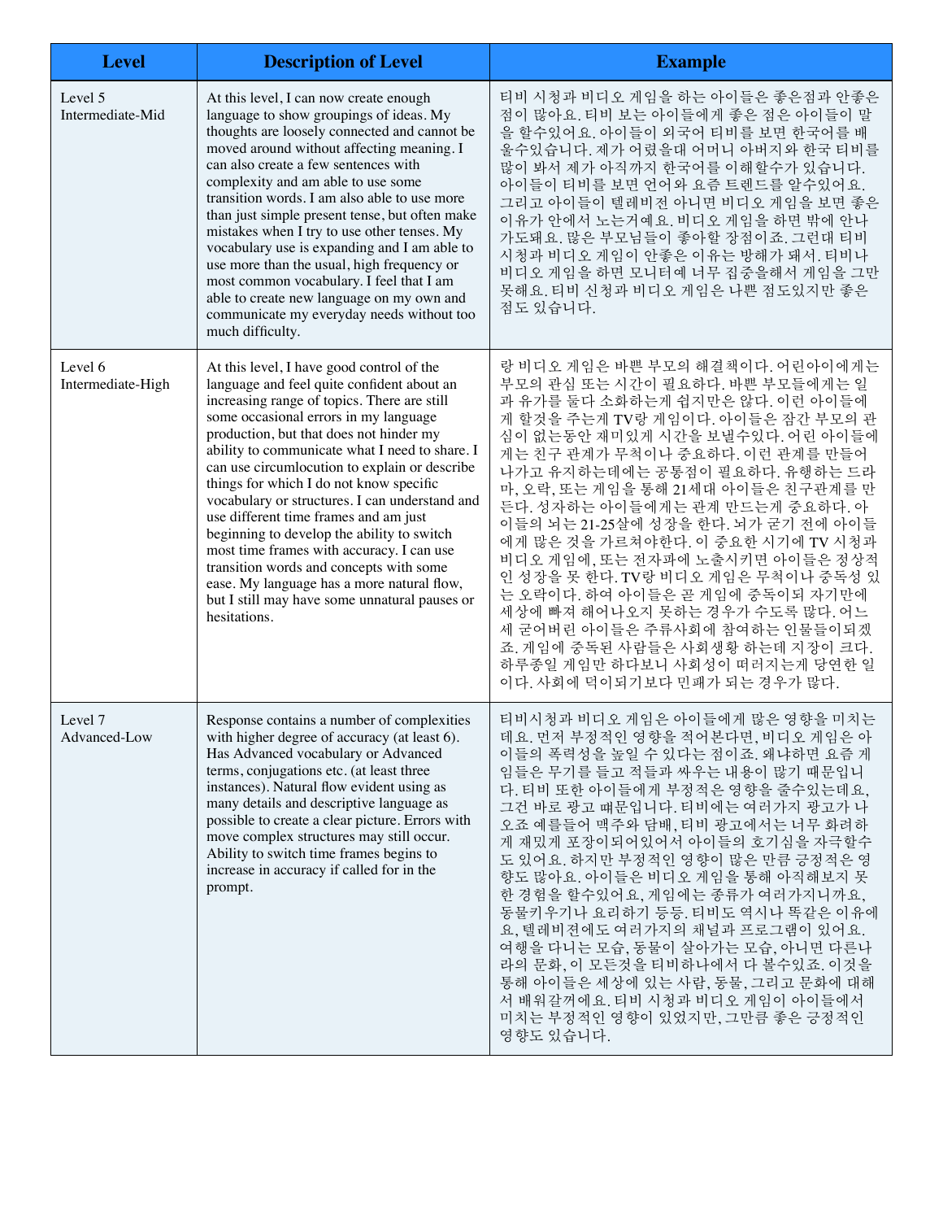| Level | Description of Level | Example |
|---|---|---|
| Level 5 Intermediate-Mid | At this level, I can now create enough language to show groupings of ideas. My thoughts are loosely connected and cannot be moved around without affecting meaning. I can also create a few sentences with complexity and am able to use some transition words. I am also able to use more than just simple present tense, but often make mistakes when I try to use other tenses. My vocabulary use is expanding and I am able to use more than the usual, high frequency or most common vocabulary. I feel that I am able to create new language on my own and communicate my everyday needs without too much difficulty. | 티비 시청과 비디오 게임을 하는 아이들은 좋은점과 안좋은 점이 많아요. 티비 보는 아이들에게 좋은 점은 아이들이 말을 할수있어요. 아이들이 외국어 티비를 보면 한국어를 배울수있습니다. 제가 어렸을대 어머니 아버지와 한국 티비를 많이 봐서 제가 아직까지 한국어를 이해할수가 있습니다. 아이들이 티비를 보면 언어와 요즘 트렌드를 알수있어요. 그리고 아이들이 텔레비전 아니면 비디오 게임을 보면 좋은 이유가 안에서 노는거예요. 비디오 게임을 하면 밖에 안나가도돼요. 많은 부모님들이 좋아할 장점이죠. 그런대 티비 시청과 비디오 게임이 안좋은 이유는 방해가 돼서. 티비나 비디오 게임을 하면 모니터에 너무 집중을해서 게임을 그만 못해요. 티비 신청과 비디오 게임은 나쁜 점도있지만 좋은 점도 있습니다. |
| Level 6 Intermediate-High | At this level, I have good control of the language and feel quite confident about an increasing range of topics. There are still some occasional errors in my language production, but that does not hinder my ability to communicate what I need to share. I can use circumlocution to explain or describe things for which I do not know specific vocabulary or structures. I can understand and use different time frames and am just beginning to develop the ability to switch most time frames with accuracy. I can use transition words and concepts with some ease. My language has a more natural flow, but I still may have some unnatural pauses or hesitations. | 랑 비디오 게임은 바쁜 부모의 해결책이다. 어린아이에게는 부모의 관심 또는 시간이 필요하다. 바쁜 부모들에게는 일과 유가를 둘다 소화하는게 쉽지만은 않다. 이런 아이들에게 할것을 주는게 TV랑 게임이다. 아이들은 잠간 부모의 관심이 없는동안 재미있게 시간을 보낼수있다. 어린 아이들에게는 친구 관계가 무척이나 중요하다. 이런 관계를 만들어 나가고 유지하는데에는 공통점이 필요하다. 유행하는 드라마, 오락, 또는 게임을 통해 21세대 아이들은 친구관계를 만든다. 성자하는 아이들에게는 관계 만드는게 중요하다. 아이들의 뇌는 21-25살에 성장을 한다. 뇌가 굳기 전에 아이들에게 많은 것을 가르쳐야한다. 이 중요한 시기에 TV 시청과 비디오 게임에, 또는 전자파에 노출시키면 아이들은 정상적인 성장을 못 한다. TV랑 비디오 게임은 무척이나 중독성 있는 오락이다. 하여 아이들은 곧 게임에 중독이되 자기만에 세상에 빠져 해어나오지 못하는 경우가 수도록 많다. 어느세 굳어버린 아이들은 주류사회에 참여하는 인물들이되겠죠. 게임에 중독된 사람들은 사회생황 하는데 지장이 크다. 하루종일 게임만 하다보니 사회성이 떠려지는게 당연한 일이다. 사회에 덕이되기보다 민패가 되는 경우가 많다. |
| Level 7 Advanced-Low | Response contains a number of complexities with higher degree of accuracy (at least 6). Has Advanced vocabulary or Advanced terms, conjugations etc. (at least three instances). Natural flow evident using as many details and descriptive language as possible to create a clear picture. Errors with move complex structures may still occur. Ability to switch time frames begins to increase in accuracy if called for in the prompt. | 티비시청과 비디오 게임은 아이들에게 많은 영향을 미치는데요. 먼저 부정적인 영향을 적어본다면, 비디오 게임은 아이들의 폭력성을 높일 수 있다는 점이죠. 왜냐하면 요즘 게임들은 무기를 들고 적들과 싸우는 내용이 많기 때문입니다. 티비 또한 아이들에게 부정적은 영향을 줄수있는데요, 그건 바로 광고 때문입니다. 티비에는 여러가지 광고가 나오죠 예를들어 맥주와 담배, 티비 광고에서는 너무 화려하게 재밌게 포장이되어있어서 아이들의 호기심을 자극할수도 있어요. 하지만 부정적인 영향이 많은 만큼 긍정적은 영향도 많아요. 아이들은 비디오 게임을 통해 아직해보지 못한 경험을 할수있어요, 게임에는 종류가 여러가지니까요, 동물키우기나 요리하기 등등. 티비도 역시나 똑같은 이유에요, 텔레비젼에도 여러가지의 채널과 프로그램이 있어요. 여행을 다니는 모습, 동물이 살아가는 모습, 아니면 다른나라의 문화, 이 모든것을 티비하나에서 다 볼수있죠. 이것을 통해 아이들은 세상에 있는 사람, 동물, 그리고 문화에 대해서 배워갈꺼에요. 티비 시청과 비디오 게임이 아이들에서 미치는 부정적인 영향이 있었지만, 그만큼 좋은 긍정적인 영향도 있습니다. |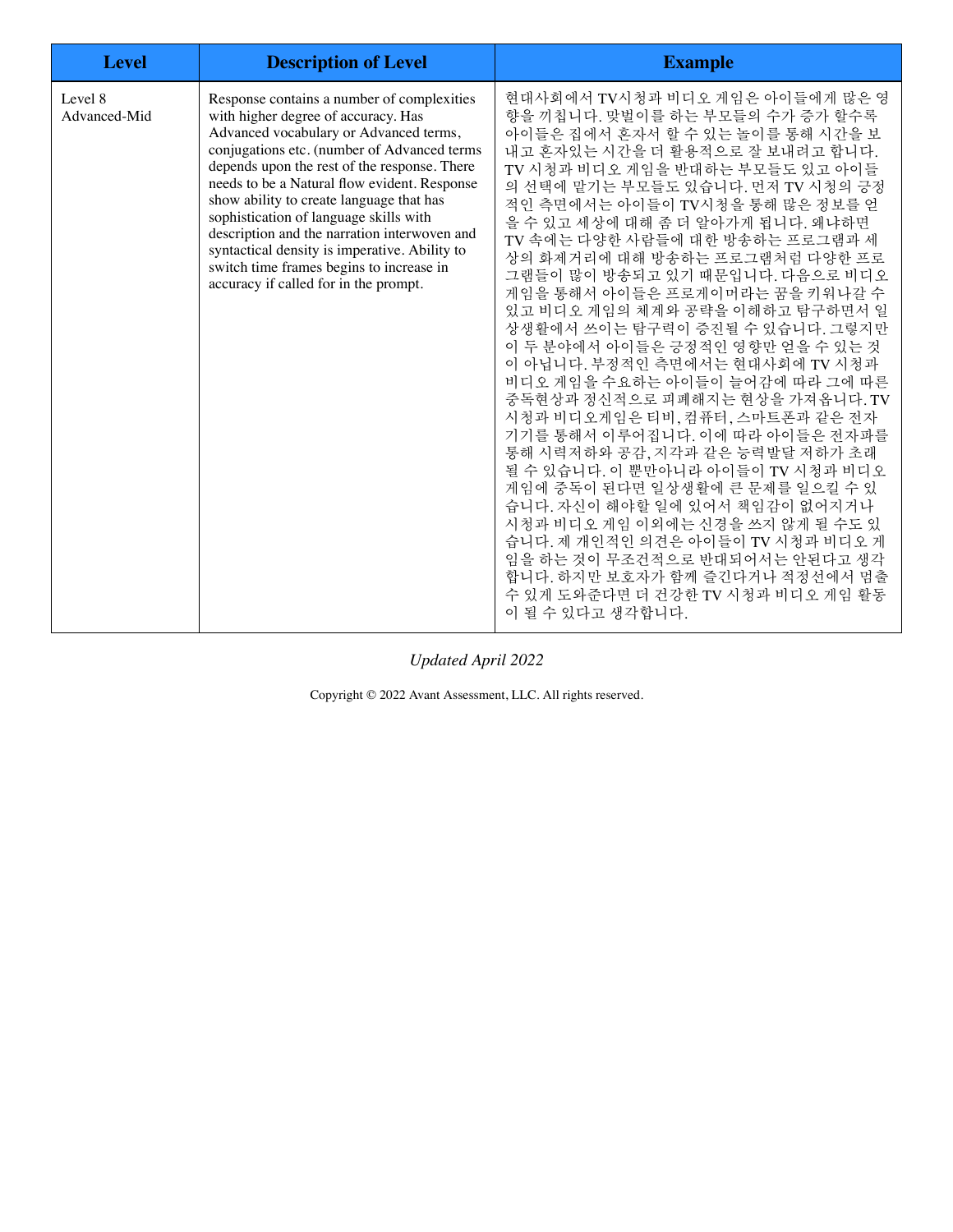| Level | Description of Level | Example |
|---|---|---|
| Level 8 Advanced-Mid | Response contains a number of complexities with higher degree of accuracy. Has Advanced vocabulary or Advanced terms, conjugations etc. (number of Advanced terms depends upon the rest of the response. There needs to be a Natural flow evident. Response show ability to create language that has sophistication of language skills with description and the narration interwoven and syntactical density is imperative. Ability to switch time frames begins to increase in accuracy if called for in the prompt. | 현대사회에서 TV시청과 비디오 게임은 아이들에게 많은 영향을 끼칩니다. 맞벌이를 하는 부모들의 수가 증가 할수록 아이들은 집에서 혼자서 할 수 있는 놀이를 통해 시간을 보내고 혼자있는 시간을 더 활용적으로 잘 보내려고 합니다. TV 시청과 비디오 게임을 반대하는 부모들도 있고 아이들의 선택에 맡기는 부모들도 있습니다. 먼저 TV 시청의 긍정적인 측면에서는 아이들이 TV시청을 통해 많은 정보를 얻을 수 있고 세상에 대해 좀 더 알아가게 됩니다. 왜냐하면 TV 속에는 다양한 사람들에 대한 방송하는 프로그램과 세상의 화제거리에 대해 방송하는 프로그램처럼 다양한 프로그램들이 많이 방송되고 있기 때문입니다. 다음으로 비디오 게임을 통해서 아이들은 프로게이머라는 꿈을 키워나갈 수 있고 비디오 게임의 체계와 공략을 이해하고 탐구하면서 일상생활에서 쓰이는 탐구력이 증진될 수 있습니다. 그렇지만 이 두 분야에서 아이들은 긍정적인 영향만 얻을 수 있는 것이 아닙니다. 부정적인 측면에서는 현대사회에 TV 시청과 비디오 게임을 수요하는 아이들이 늘어감에 따라 그에 따른 중독현상과 정신적으로 피폐해지는 현상을 가져옵니다. TV 시청과 비디오게임은 티비, 컴퓨터, 스마트폰과 같은 전자기기를 통해서 이루어집니다. 이에 따라 아이들은 전자파를 통해 시력저하와 공감, 지각과 같은 능력발달 저하가 초래될 수 있습니다. 이 뿐만아니라 아이들이 TV 시청과 비디오 게임에 중독이 된다면 일상생활에 큰 문제를 일으킬 수 있습니다. 자신이 해야할 일에 있어서 책임감이 없어지거나 시청과 비디오 게임 이외에는 신경을 쓰지 않게 될 수도 있습니다. 제 개인적인 의견은 아이들이 TV 시청과 비디오 게임을 하는 것이 무조건적으로 반대되어서는 안된다고 생각합니다. 하지만 보호자가 함께 즐긴다거나 적정선에서 멈출 수 있게 도와준다면 더 건강한 TV 시청과 비디오 게임 활동이 될 수 있다고 생각합니다. |

*Updated April 2022*

Copyright © 2022 Avant Assessment, LLC. All rights reserved.